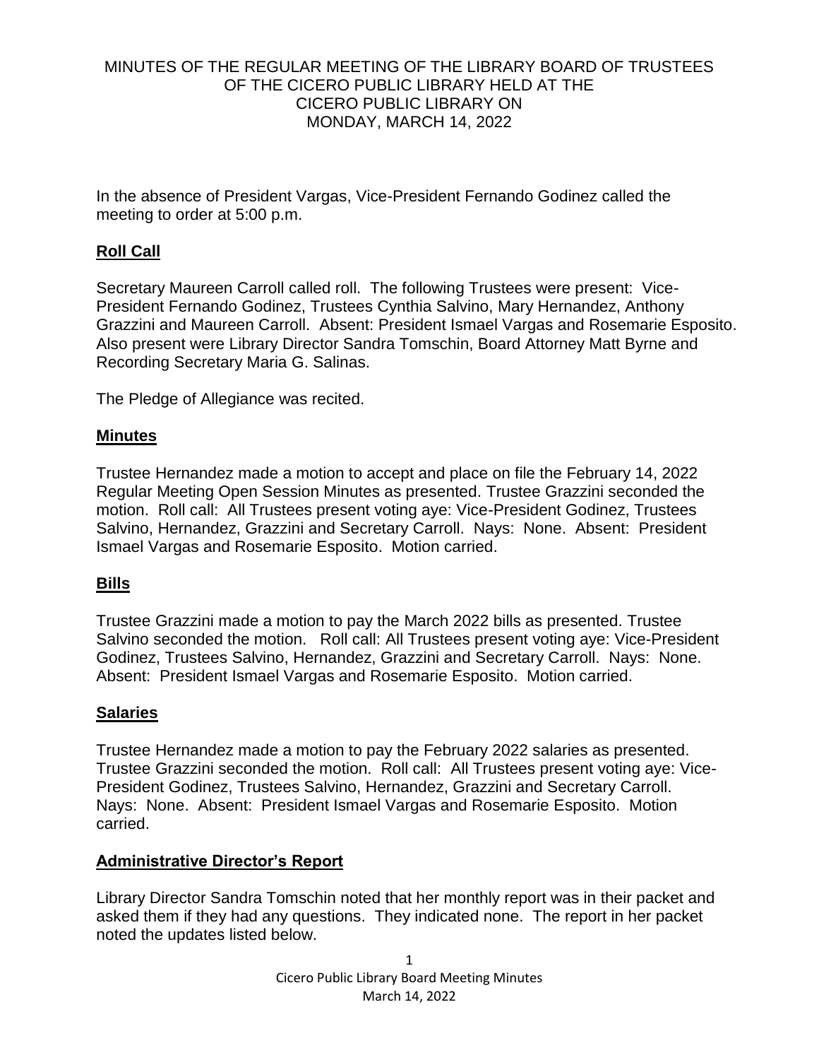# MINUTES OF THE REGULAR MEETING OF THE LIBRARY BOARD OF TRUSTEES OF THE CICERO PUBLIC LIBRARY HELD AT THE CICERO PUBLIC LIBRARY ON MONDAY, MARCH 14, 2022

In the absence of President Vargas, Vice-President Fernando Godinez called the meeting to order at 5:00 p.m.

## Roll Call

Secretary Maureen Carroll called roll. The following Trustees were present: Vice-President Fernando Godinez, Trustees Cynthia Salvino, Mary Hernandez, Anthony Grazzini and Maureen Carroll. Absent: President Ismael Vargas and Rosemarie Esposito. Also present were Library Director Sandra Tomschin, Board Attorney Matt Byrne and Recording Secretary Maria G. Salinas.

The Pledge of Allegiance was recited.

## Minutes

Trustee Hernandez made a motion to accept and place on file the February 14, 2022 Regular Meeting Open Session Minutes as presented. Trustee Grazzini seconded the motion. Roll call: All Trustees present voting aye: Vice-President Godinez, Trustees Salvino, Hernandez, Grazzini and Secretary Carroll. Nays: None. Absent: President Ismael Vargas and Rosemarie Esposito. Motion carried.

## Bills

Trustee Grazzini made a motion to pay the March 2022 bills as presented. Trustee Salvino seconded the motion. Roll call: All Trustees present voting aye: Vice-President Godinez, Trustees Salvino, Hernandez, Grazzini and Secretary Carroll. Nays: None. Absent: President Ismael Vargas and Rosemarie Esposito. Motion carried.

## Salaries

Trustee Hernandez made a motion to pay the February 2022 salaries as presented. Trustee Grazzini seconded the motion. Roll call: All Trustees present voting aye: Vice-President Godinez, Trustees Salvino, Hernandez, Grazzini and Secretary Carroll. Nays: None. Absent: President Ismael Vargas and Rosemarie Esposito. Motion carried.

## Administrative Director's Report

Library Director Sandra Tomschin noted that her monthly report was in their packet and asked them if they had any questions. They indicated none. The report in her packet noted the updates listed below.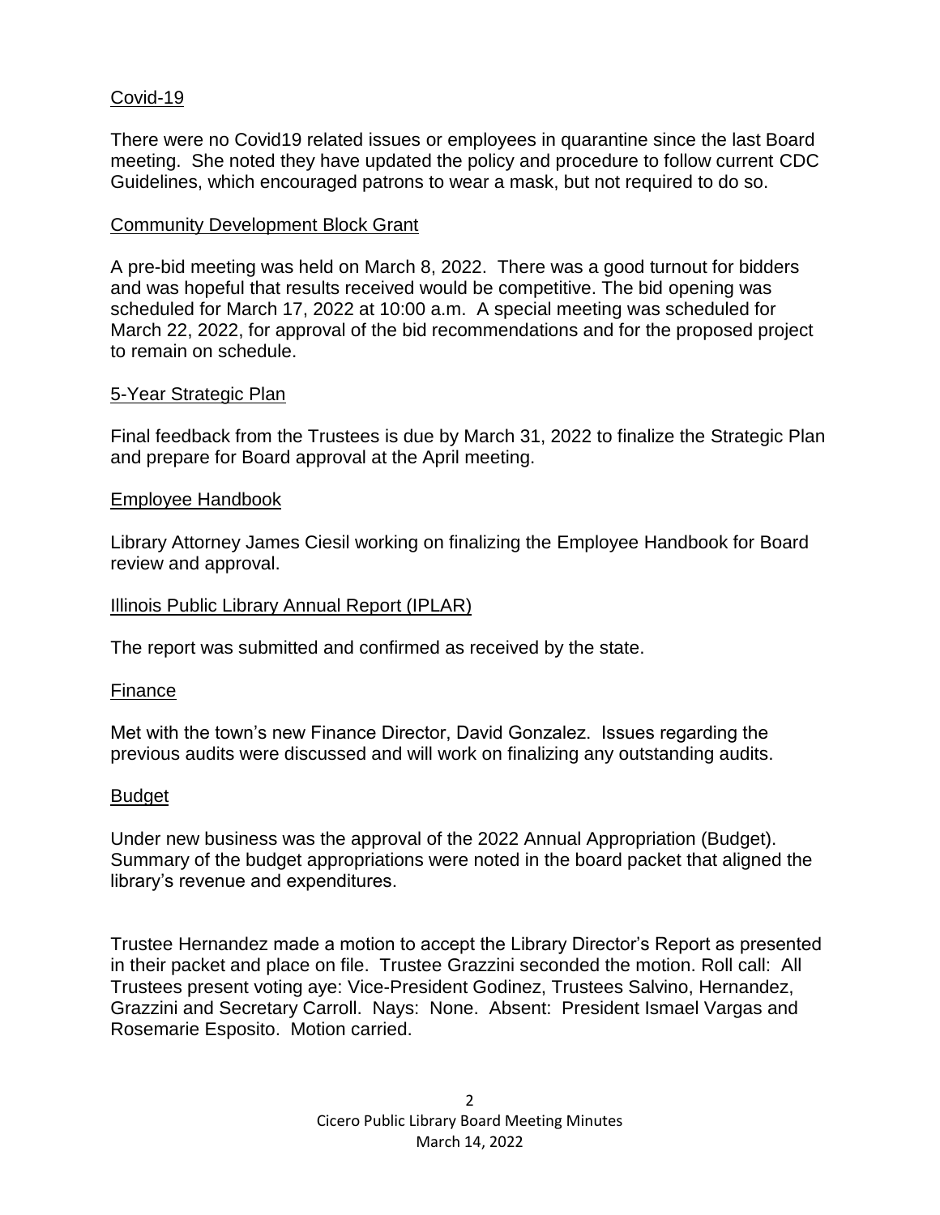<u>Covid-19</u>

There were no Covid19 related issues or employees in quarantine since the last Board meeting. She noted they have updated the policy and procedure to follow current CDC Guidelines, which encouraged patrons to wear a mask, but not required to do so.

<u>Community Development Block Grant</u>

A pre-bid meeting was held on March 8, 2022. There was a good turnout for bidders and was hopeful that results received would be competitive. The bid opening was scheduled for March 17, 2022 at 10:00 a.m. A special meeting was scheduled for March 22, 2022, for approval of the bid recommendations and for the proposed project to remain on schedule.

<u>5-Year Strategic Plan</u>

Final feedback from the Trustees is due by March 31, 2022 to finalize the Strategic Plan and prepare for Board approval at the April meeting.

<u>Employee Handbook</u>

Library Attorney James Ciesil working on finalizing the Employee Handbook for Board review and approval.

<u>Illinois Public Library Annual Report (IPLAR)</u>

The report was submitted and confirmed as received by the state.

<u>Finance</u>

Met with the town's new Finance Director, David Gonzalez. Issues regarding the previous audits were discussed and will work on finalizing any outstanding audits.

<u>Budget</u>

Under new business was the approval of the 2022 Annual Appropriation (Budget). Summary of the budget appropriations were noted in the board packet that aligned the library's revenue and expenditures.

Trustee Hernandez made a motion to accept the Library Director's Report as presented in their packet and place on file. Trustee Grazzini seconded the motion. Roll call: All Trustees present voting aye: Vice-President Godinez, Trustees Salvino, Hernandez, Grazzini and Secretary Carroll. Nays: None. Absent: President Ismael Vargas and Rosemarie Esposito. Motion carried.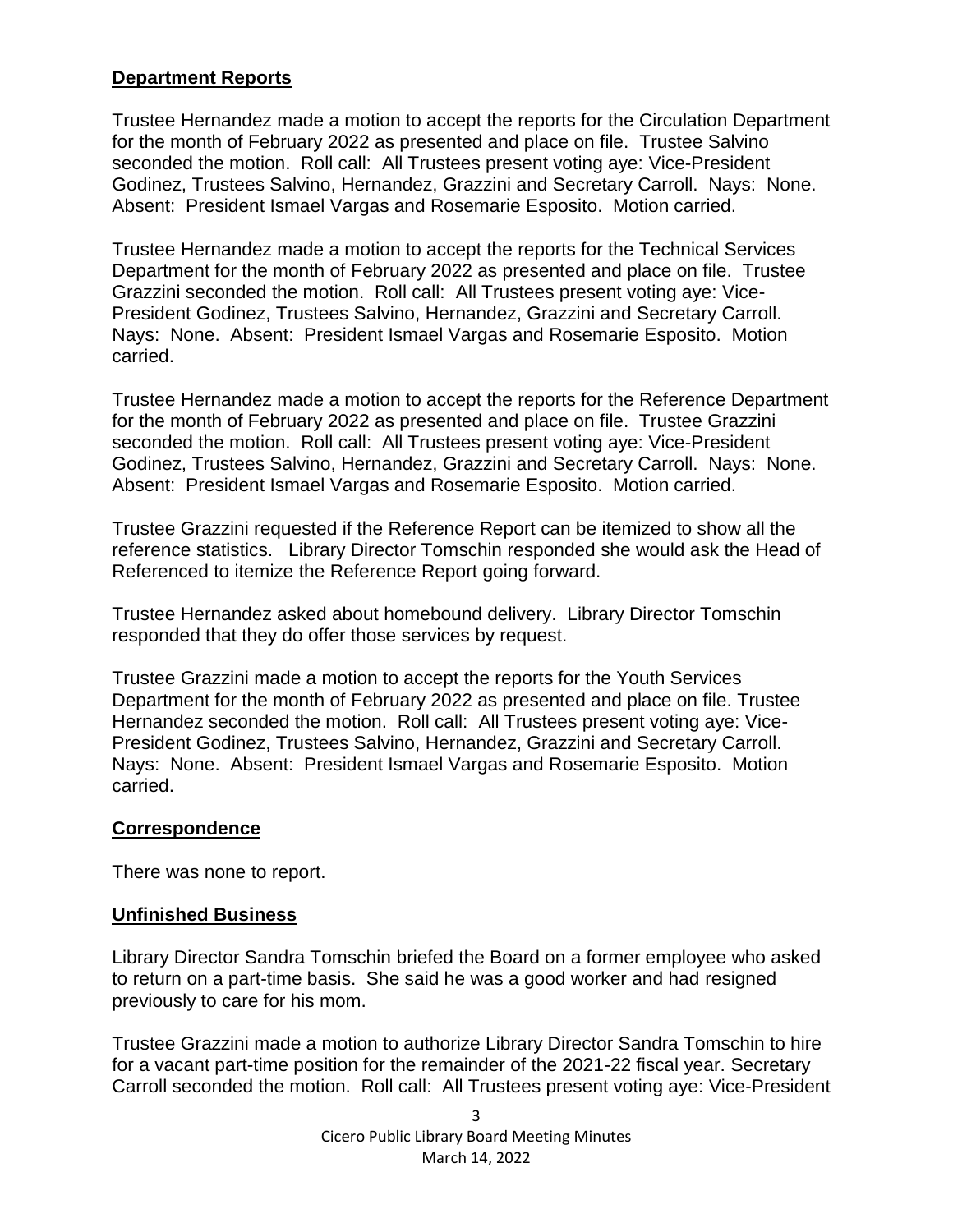## Department Reports

Trustee Hernandez made a motion to accept the reports for the Circulation Department for the month of February 2022 as presented and place on file. Trustee Salvino seconded the motion. Roll call: All Trustees present voting aye: Vice-President Godinez, Trustees Salvino, Hernandez, Grazzini and Secretary Carroll. Nays: None. Absent: President Ismael Vargas and Rosemarie Esposito. Motion carried.

Trustee Hernandez made a motion to accept the reports for the Technical Services Department for the month of February 2022 as presented and place on file. Trustee Grazzini seconded the motion. Roll call: All Trustees present voting aye: Vice-President Godinez, Trustees Salvino, Hernandez, Grazzini and Secretary Carroll. Nays: None. Absent: President Ismael Vargas and Rosemarie Esposito. Motion carried.

Trustee Hernandez made a motion to accept the reports for the Reference Department for the month of February 2022 as presented and place on file. Trustee Grazzini seconded the motion. Roll call: All Trustees present voting aye: Vice-President Godinez, Trustees Salvino, Hernandez, Grazzini and Secretary Carroll. Nays: None. Absent: President Ismael Vargas and Rosemarie Esposito. Motion carried.

Trustee Grazzini requested if the Reference Report can be itemized to show all the reference statistics. Library Director Tomschin responded she would ask the Head of Referenced to itemize the Reference Report going forward.

Trustee Hernandez asked about homebound delivery. Library Director Tomschin responded that they do offer those services by request.

Trustee Grazzini made a motion to accept the reports for the Youth Services Department for the month of February 2022 as presented and place on file. Trustee Hernandez seconded the motion. Roll call: All Trustees present voting aye: Vice-President Godinez, Trustees Salvino, Hernandez, Grazzini and Secretary Carroll. Nays: None. Absent: President Ismael Vargas and Rosemarie Esposito. Motion carried.

## Correspondence

There was none to report.

## Unfinished Business

Library Director Sandra Tomschin briefed the Board on a former employee who asked to return on a part-time basis. She said he was a good worker and had resigned previously to care for his mom.

Trustee Grazzini made a motion to authorize Library Director Sandra Tomschin to hire for a vacant part-time position for the remainder of the 2021-22 fiscal year. Secretary Carroll seconded the motion. Roll call: All Trustees present voting aye: Vice-President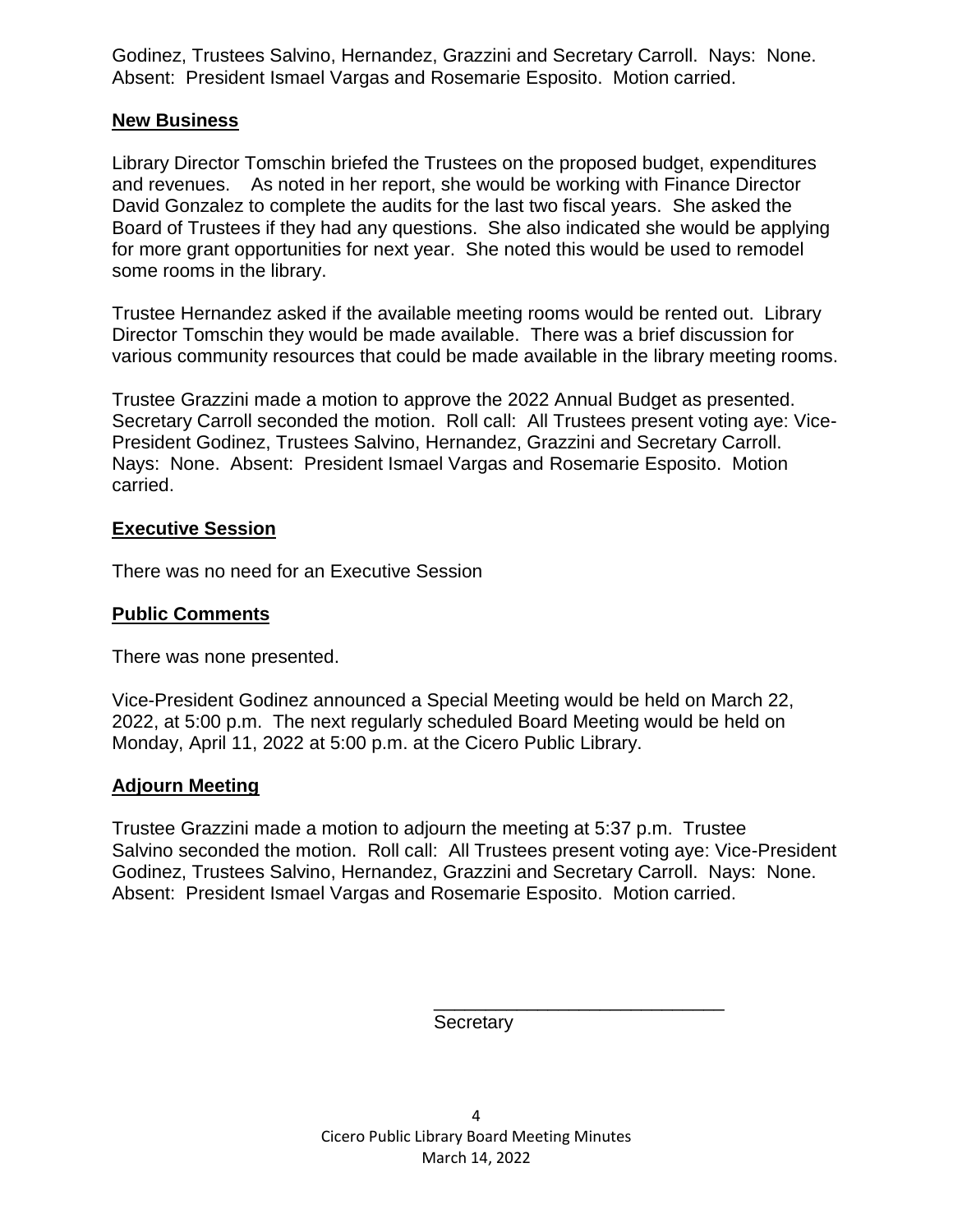Godinez, Trustees Salvino, Hernandez, Grazzini and Secretary Carroll. Nays: None. Absent: President Ismael Vargas and Rosemarie Esposito. Motion carried.

## **New Business**

Library Director Tomschin briefed the Trustees on the proposed budget, expenditures and revenues. As noted in her report, she would be working with Finance Director David Gonzalez to complete the audits for the last two fiscal years. She asked the Board of Trustees if they had any questions. She also indicated she would be applying for more grant opportunities for next year. She noted this would be used to remodel some rooms in the library.

Trustee Hernandez asked if the available meeting rooms would be rented out. Library Director Tomschin they would be made available. There was a brief discussion for various community resources that could be made available in the library meeting rooms.

Trustee Grazzini made a motion to approve the 2022 Annual Budget as presented. Secretary Carroll seconded the motion. Roll call: All Trustees present voting aye: Vice-President Godinez, Trustees Salvino, Hernandez, Grazzini and Secretary Carroll. Nays: None. Absent: President Ismael Vargas and Rosemarie Esposito. Motion carried.

## **Executive Session**

There was no need for an Executive Session

## **Public Comments**

There was none presented.

Vice-President Godinez announced a Special Meeting would be held on March 22, 2022, at 5:00 p.m. The next regularly scheduled Board Meeting would be held on Monday, April 11, 2022 at 5:00 p.m. at the Cicero Public Library.

## **Adjourn Meeting**

Trustee Grazzini made a motion to adjourn the meeting at 5:37 p.m. Trustee Salvino seconded the motion. Roll call: All Trustees present voting aye: Vice-President Godinez, Trustees Salvino, Hernandez, Grazzini and Secretary Carroll. Nays: None. Absent: President Ismael Vargas and Rosemarie Esposito. Motion carried.

____________________________

Secretary